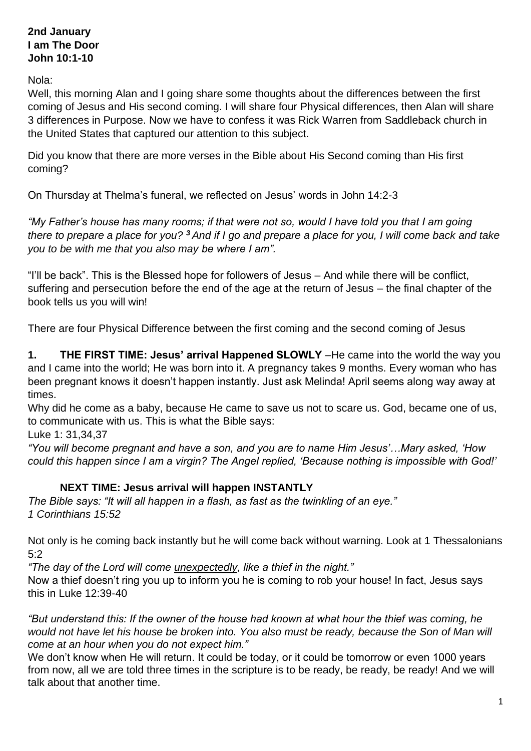**2nd January**
**I am The Door**
**John 10:1-10**

Nola:

Well, this morning Alan and I going share some thoughts about the differences between the first coming of Jesus and His second coming. I will share four Physical differences, then Alan will share 3 differences in Purpose. Now we have to confess it was Rick Warren from Saddleback church in the United States that captured our attention to this subject.

Did you know that there are more verses in the Bible about His Second coming than His first coming?

On Thursday at Thelma's funeral, we reflected on Jesus' words in John 14:2-3

*"My Father's house has many rooms; if that were not so, would I have told you that I am going there to prepare a place for you? **3** And if I go and prepare a place for you, I will come back and take you to be with me that you also may be where I am".*

"I'll be back". This is the Blessed hope for followers of Jesus – And while there will be conflict, suffering and persecution before the end of the age at the return of Jesus – the final chapter of the book tells us you will win!

There are four Physical Difference between the first coming and the second coming of Jesus

**1. THE FIRST TIME: Jesus' arrival Happened SLOWLY** –He came into the world the way you and I came into the world; He was born into it. A pregnancy takes 9 months. Every woman who has been pregnant knows it doesn't happen instantly. Just ask Melinda! April seems along way away at times.

Why did he come as a baby, because He came to save us not to scare us. God, became one of us, to communicate with us. This is what the Bible says:

Luke 1: 31,34,37

*"You will become pregnant and have a son, and you are to name Him Jesus'…Mary asked, 'How could this happen since I am a virgin? The Angel replied, 'Because nothing is impossible with God!'*

**NEXT TIME: Jesus arrival will happen INSTANTLY**

*The Bible says: "It will all happen in a flash, as fast as the twinkling of an eye."*
*1 Corinthians 15:52*

Not only is he coming back instantly but he will come back without warning. Look at 1 Thessalonians 5:2

*"The day of the Lord will come <u>unexpectedly</u>, like a thief in the night."*

Now a thief doesn't ring you up to inform you he is coming to rob your house! In fact, Jesus says this in Luke 12:39-40

*"But understand this: If the owner of the house had known at what hour the thief was coming, he would not have let his house be broken into. You also must be ready, because the Son of Man will come at an hour when you do not expect him."*

We don't know when He will return. It could be today, or it could be tomorrow or even 1000 years from now, all we are told three times in the scripture is to be ready, be ready, be ready! And we will talk about that another time.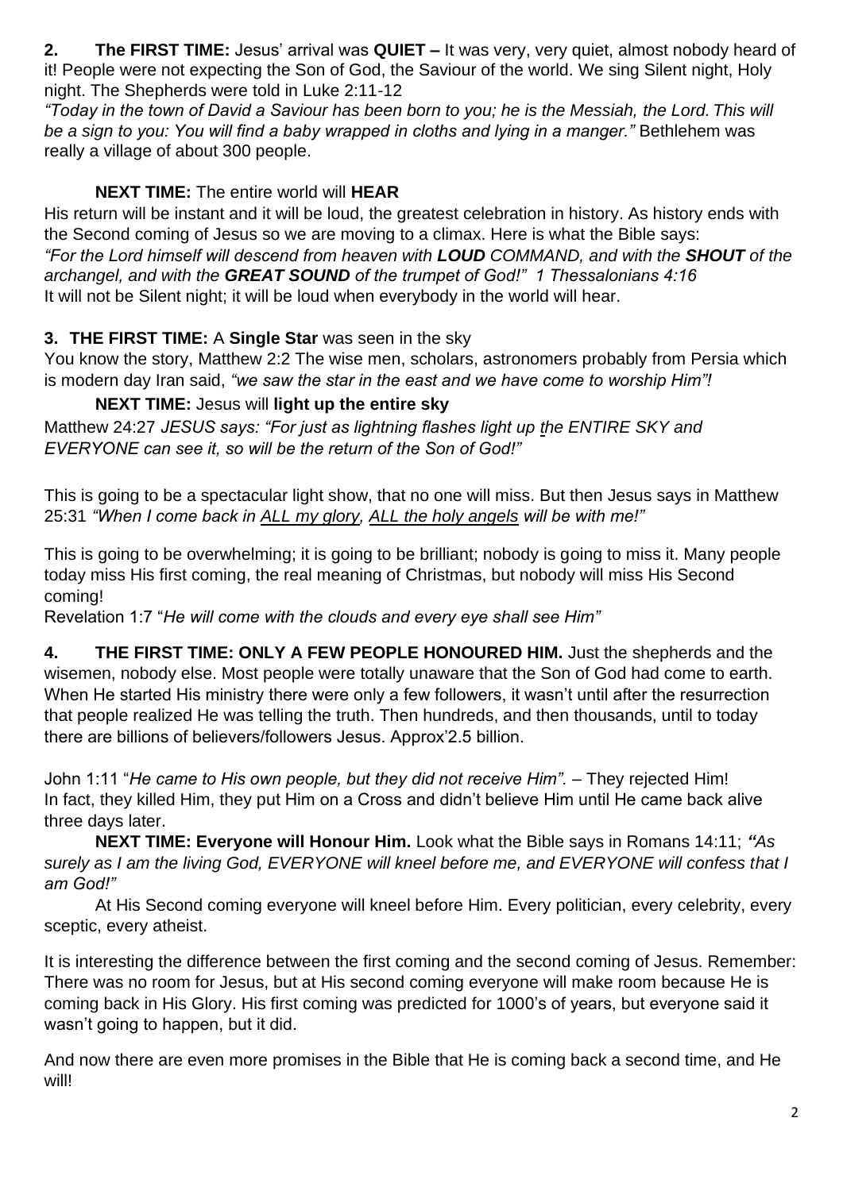**2. The FIRST TIME:** Jesus' arrival was **QUIET –** It was very, very quiet, almost nobody heard of it! People were not expecting the Son of God, the Saviour of the world. We sing Silent night, Holy night. The Shepherds were told in Luke 2:11-12

*"Today in the town of David a Saviour has been born to you; he is the Messiah, the Lord. This will be a sign to you: You will find a baby wrapped in cloths and lying in a manger."* Bethlehem was really a village of about 300 people.

**NEXT TIME:** The entire world will **HEAR**

His return will be instant and it will be loud, the greatest celebration in history. As history ends with the Second coming of Jesus so we are moving to a climax. Here is what the Bible says: *"For the Lord himself will descend from heaven with **LOUD** COMMAND, and with the **SHOUT** of the archangel, and with the **GREAT SOUND** of the trumpet of God!" 1 Thessalonians 4:16*

It will not be Silent night; it will be loud when everybody in the world will hear.

**3. THE FIRST TIME:** A **Single Star** was seen in the sky

You know the story, Matthew 2:2 The wise men, scholars, astronomers probably from Persia which is modern day Iran said, *"we saw the star in the east and we have come to worship Him"!*

**NEXT TIME:** Jesus will **light up the entire sky**

Matthew 24:27 *JESUS says: "For just as lightning flashes light up the ENTIRE SKY and EVERYONE can see it, so will be the return of the Son of God!"*

This is going to be a spectacular light show, that no one will miss. But then Jesus says in Matthew 25:31 *"When I come back in ALL my glory, ALL the holy angels will be with me!"*

This is going to be overwhelming; it is going to be brilliant; nobody is going to miss it. Many people today miss His first coming, the real meaning of Christmas, but nobody will miss His Second coming!

Revelation 1:7 "*He will come with the clouds and every eye shall see Him"*

**4. THE FIRST TIME: ONLY A FEW PEOPLE HONOURED HIM.** Just the shepherds and the wisemen, nobody else. Most people were totally unaware that the Son of God had come to earth. When He started His ministry there were only a few followers, it wasn't until after the resurrection that people realized He was telling the truth. Then hundreds, and then thousands, until to today there are billions of believers/followers Jesus. Approx'2.5 billion.

John 1:11 "*He came to His own people, but they did not receive Him".* – They rejected Him! In fact, they killed Him, they put Him on a Cross and didn't believe Him until He came back alive three days later.

**NEXT TIME: Everyone will Honour Him.** Look what the Bible says in Romans 14:11; *"As surely as I am the living God, EVERYONE will kneel before me, and EVERYONE will confess that I am God!"*

At His Second coming everyone will kneel before Him. Every politician, every celebrity, every sceptic, every atheist.

It is interesting the difference between the first coming and the second coming of Jesus. Remember: There was no room for Jesus, but at His second coming everyone will make room because He is coming back in His Glory. His first coming was predicted for 1000's of years, but everyone said it wasn't going to happen, but it did.

And now there are even more promises in the Bible that He is coming back a second time, and He will!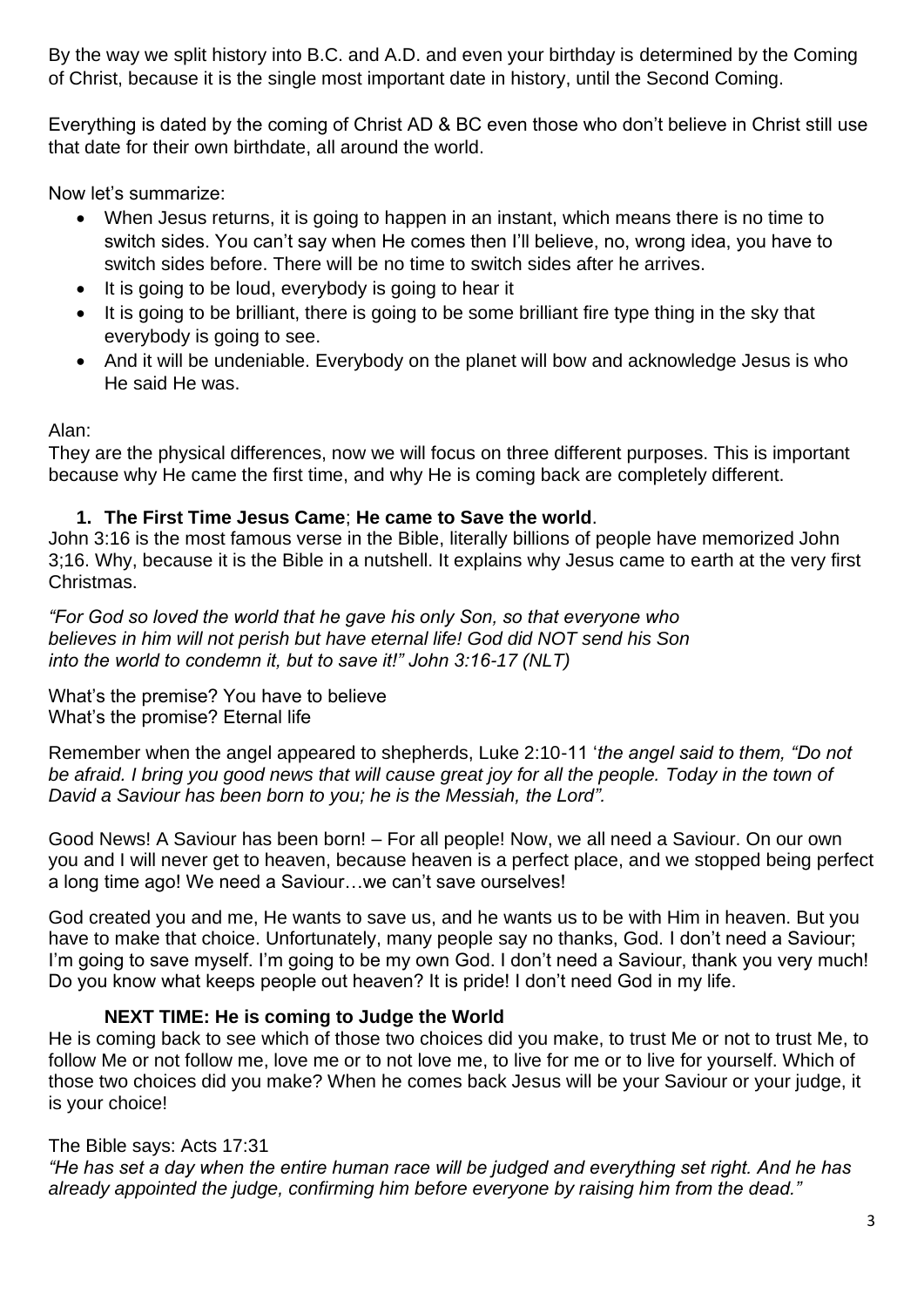By the way we split history into B.C. and A.D. and even your birthday is determined by the Coming of Christ, because it is the single most important date in history, until the Second Coming.

Everything is dated by the coming of Christ AD & BC even those who don't believe in Christ still use that date for their own birthdate, all around the world.

Now let's summarize:

- When Jesus returns, it is going to happen in an instant, which means there is no time to switch sides. You can't say when He comes then I'll believe, no, wrong idea, you have to switch sides before. There will be no time to switch sides after he arrives.
- It is going to be loud, everybody is going to hear it
- It is going to be brilliant, there is going to be some brilliant fire type thing in the sky that everybody is going to see.
- And it will be undeniable. Everybody on the planet will bow and acknowledge Jesus is who He said He was.

Alan:
They are the physical differences, now we will focus on three different purposes. This is important because why He came the first time, and why He is coming back are completely different.

1. **The First Time Jesus Came**; **He came to Save the world**.

John 3:16 is the most famous verse in the Bible, literally billions of people have memorized John 3;16. Why, because it is the Bible in a nutshell. It explains why Jesus came to earth at the very first Christmas.

*"For God so loved the world that he gave his only Son, so that everyone who believes in him will not perish but have eternal life! God did NOT send his Son into the world to condemn it, but to save it!" John 3:16-17 (NLT)*

What's the premise? You have to believe
What's the promise? Eternal life

Remember when the angel appeared to shepherds, Luke 2:10-11 '*the angel said to them, "Do not be afraid. I bring you good news that will cause great joy for all the people. Today in the town of David a Saviour has been born to you; he is the Messiah, the Lord".*

Good News! A Saviour has been born! – For all people! Now, we all need a Saviour. On our own you and I will never get to heaven, because heaven is a perfect place, and we stopped being perfect a long time ago! We need a Saviour…we can't save ourselves!

God created you and me, He wants to save us, and he wants us to be with Him in heaven. But you have to make that choice. Unfortunately, many people say no thanks, God. I don't need a Saviour; I'm going to save myself. I'm going to be my own God. I don't need a Saviour, thank you very much! Do you know what keeps people out heaven? It is pride! I don't need God in my life.

**NEXT TIME: He is coming to Judge the World**

He is coming back to see which of those two choices did you make, to trust Me or not to trust Me, to follow Me or not follow me, love me or to not love me, to live for me or to live for yourself. Which of those two choices did you make? When he comes back Jesus will be your Saviour or your judge, it is your choice!

The Bible says: Acts 17:31
*"He has set a day when the entire human race will be judged and everything set right. And he has already appointed the judge, confirming him before everyone by raising him from the dead."*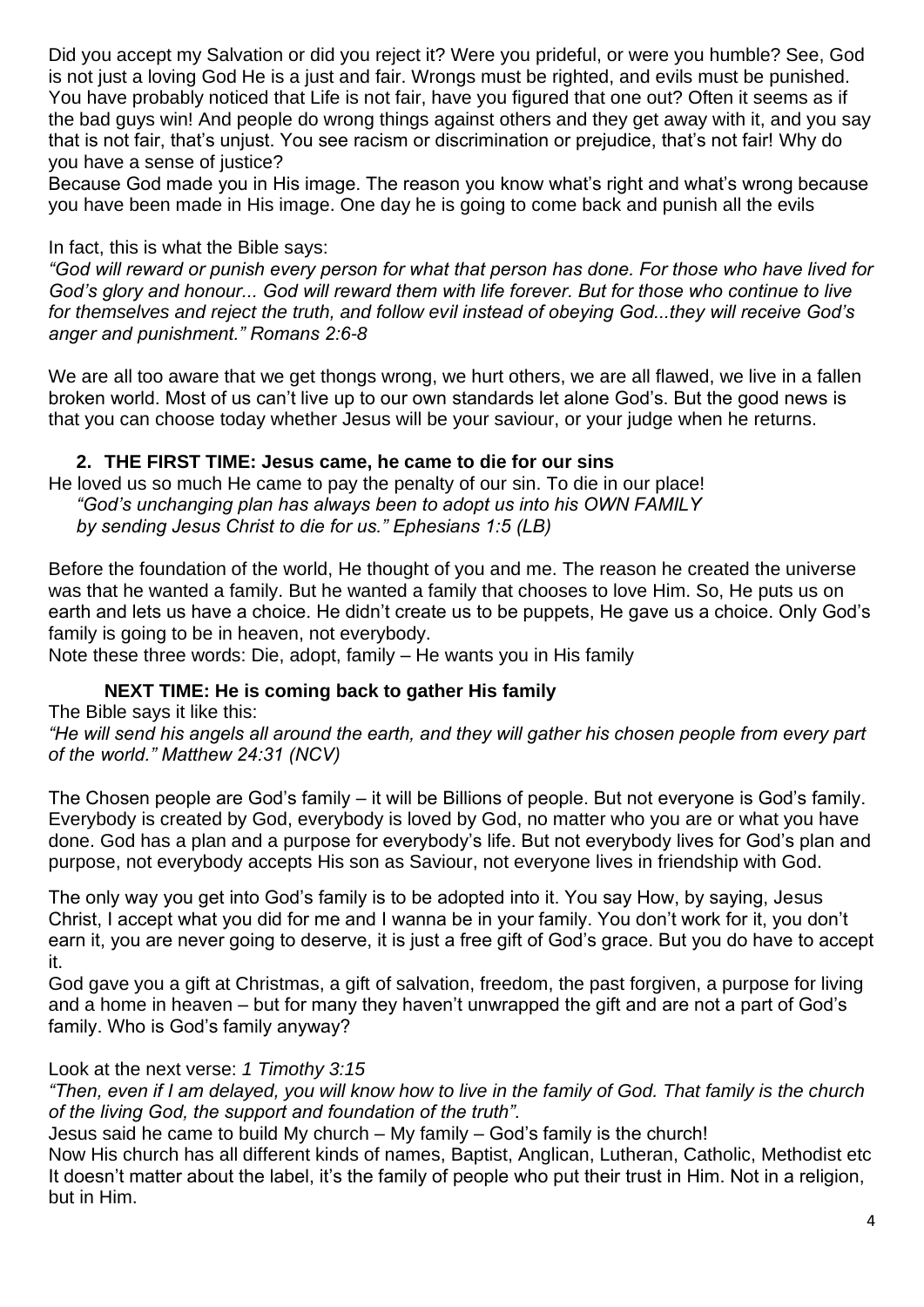Did you accept my Salvation or did you reject it? Were you prideful, or were you humble? See, God is not just a loving God He is a just and fair. Wrongs must be righted, and evils must be punished. You have probably noticed that Life is not fair, have you figured that one out? Often it seems as if the bad guys win! And people do wrong things against others and they get away with it, and you say that is not fair, that's unjust. You see racism or discrimination or prejudice, that's not fair! Why do you have a sense of justice?

Because God made you in His image. The reason you know what's right and what's wrong because you have been made in His image. One day he is going to come back and punish all the evils

In fact, this is what the Bible says:

*"God will reward or punish every person for what that person has done. For those who have lived for God's glory and honour... God will reward them with life forever. But for those who continue to live for themselves and reject the truth, and follow evil instead of obeying God...they will receive God's anger and punishment." Romans 2:6-8*

We are all too aware that we get thongs wrong, we hurt others, we are all flawed, we live in a fallen broken world. Most of us can't live up to our own standards let alone God's. But the good news is that you can choose today whether Jesus will be your saviour, or your judge when he returns.

2. **THE FIRST TIME: Jesus came, he came to die for our sins**

He loved us so much He came to pay the penalty of our sin. To die in our place!

*"God's unchanging plan has always been to adopt us into his OWN FAMILY by sending Jesus Christ to die for us." Ephesians 1:5 (LB)*

Before the foundation of the world, He thought of you and me. The reason he created the universe was that he wanted a family. But he wanted a family that chooses to love Him. So, He puts us on earth and lets us have a choice. He didn't create us to be puppets, He gave us a choice. Only God's family is going to be in heaven, not everybody.

Note these three words: Die, adopt, family – He wants you in His family

**NEXT TIME: He is coming back to gather His family**

The Bible says it like this:

*"He will send his angels all around the earth, and they will gather his chosen people from every part of the world." Matthew 24:31 (NCV)*

The Chosen people are God's family – it will be Billions of people. But not everyone is God's family. Everybody is created by God, everybody is loved by God, no matter who you are or what you have done. God has a plan and a purpose for everybody's life. But not everybody lives for God's plan and purpose, not everybody accepts His son as Saviour, not everyone lives in friendship with God.

The only way you get into God's family is to be adopted into it. You say How, by saying, Jesus Christ, I accept what you did for me and I wanna be in your family. You don't work for it, you don't earn it, you are never going to deserve, it is just a free gift of God's grace. But you do have to accept it.

God gave you a gift at Christmas, a gift of salvation, freedom, the past forgiven, a purpose for living and a home in heaven – but for many they haven't unwrapped the gift and are not a part of God's family. Who is God's family anyway?

Look at the next verse: *1 Timothy 3:15*

*"Then, even if I am delayed, you will know how to live in the family of God. That family is the church of the living God, the support and foundation of the truth".*

Jesus said he came to build My church – My family – God's family is the church!

Now His church has all different kinds of names, Baptist, Anglican, Lutheran, Catholic, Methodist etc It doesn't matter about the label, it's the family of people who put their trust in Him. Not in a religion, but in Him.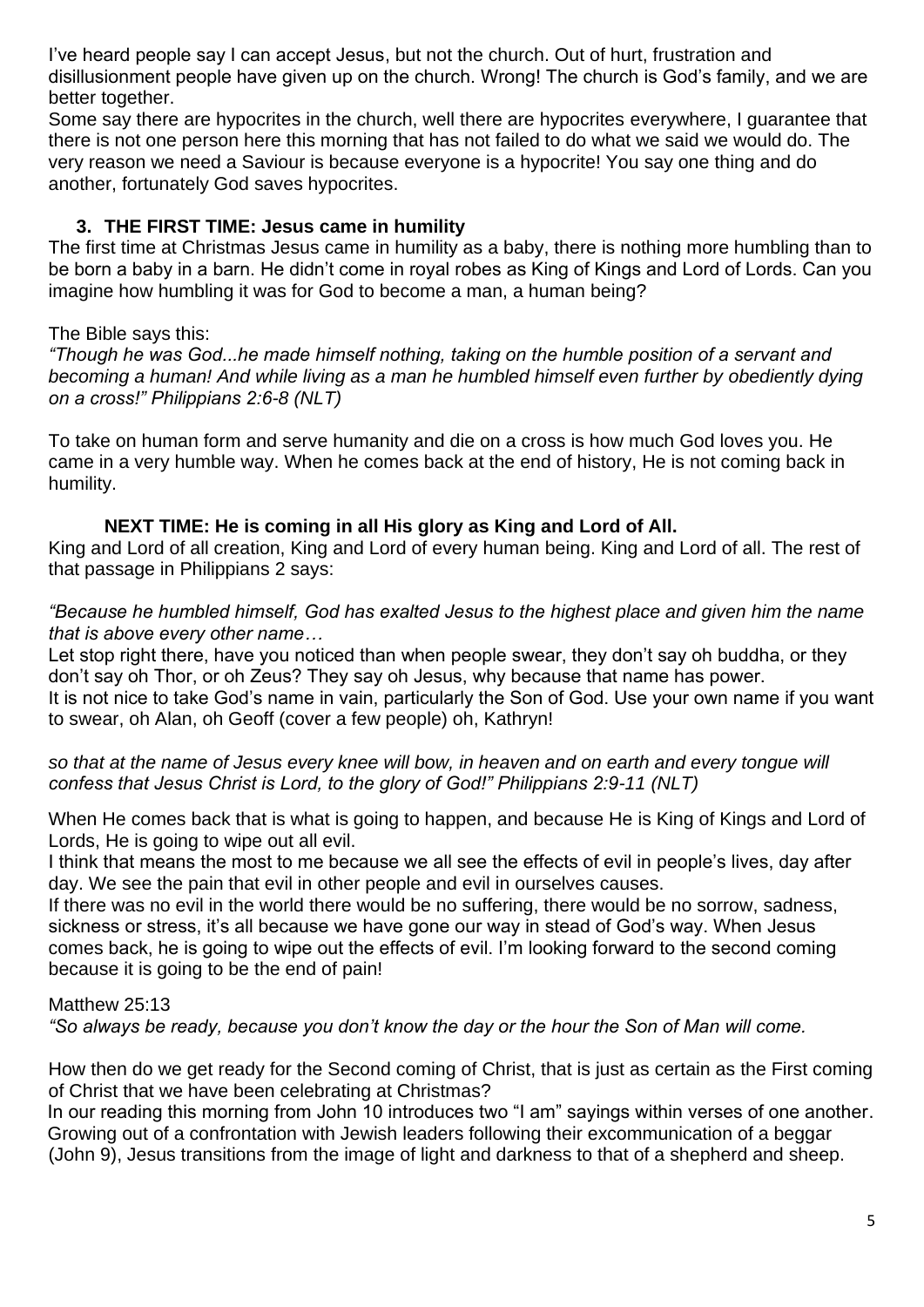I've heard people say I can accept Jesus, but not the church. Out of hurt, frustration and disillusionment people have given up on the church. Wrong! The church is God's family, and we are better together.

Some say there are hypocrites in the church, well there are hypocrites everywhere, I guarantee that there is not one person here this morning that has not failed to do what we said we would do. The very reason we need a Saviour is because everyone is a hypocrite! You say one thing and do another, fortunately God saves hypocrites.

### 3. THE FIRST TIME: Jesus came in humility

The first time at Christmas Jesus came in humility as a baby, there is nothing more humbling than to be born a baby in a barn. He didn't come in royal robes as King of Kings and Lord of Lords. Can you imagine how humbling it was for God to become a man, a human being?

The Bible says this:

*"Though he was God...he made himself nothing, taking on the humble position of a servant and becoming a human! And while living as a man he humbled himself even further by obediently dying on a cross!" Philippians 2:6-8 (NLT)*

To take on human form and serve humanity and die on a cross is how much God loves you. He came in a very humble way. When he comes back at the end of history, He is not coming back in humility.

### NEXT TIME: He is coming in all His glory as King and Lord of All.

King and Lord of all creation, King and Lord of every human being. King and Lord of all. The rest of that passage in Philippians 2 says:

*"Because he humbled himself, God has exalted Jesus to the highest place and given him the name that is above every other name…*

Let stop right there, have you noticed than when people swear, they don't say oh buddha, or they don't say oh Thor, or oh Zeus? They say oh Jesus, why because that name has power.

It is not nice to take God's name in vain, particularly the Son of God. Use your own name if you want to swear, oh Alan, oh Geoff (cover a few people) oh, Kathryn!

*so that at the name of Jesus every knee will bow, in heaven and on earth and every tongue will confess that Jesus Christ is Lord, to the glory of God!" Philippians 2:9-11 (NLT)*

When He comes back that is what is going to happen, and because He is King of Kings and Lord of Lords, He is going to wipe out all evil.

I think that means the most to me because we all see the effects of evil in people's lives, day after day. We see the pain that evil in other people and evil in ourselves causes.

If there was no evil in the world there would be no suffering, there would be no sorrow, sadness, sickness or stress, it's all because we have gone our way in stead of God's way. When Jesus comes back, he is going to wipe out the effects of evil. I'm looking forward to the second coming because it is going to be the end of pain!

Matthew 25:13

*"So always be ready, because you don't know the day or the hour the Son of Man will come.*

How then do we get ready for the Second coming of Christ, that is just as certain as the First coming of Christ that we have been celebrating at Christmas?

In our reading this morning from John 10 introduces two "I am" sayings within verses of one another. Growing out of a confrontation with Jewish leaders following their excommunication of a beggar (John 9), Jesus transitions from the image of light and darkness to that of a shepherd and sheep.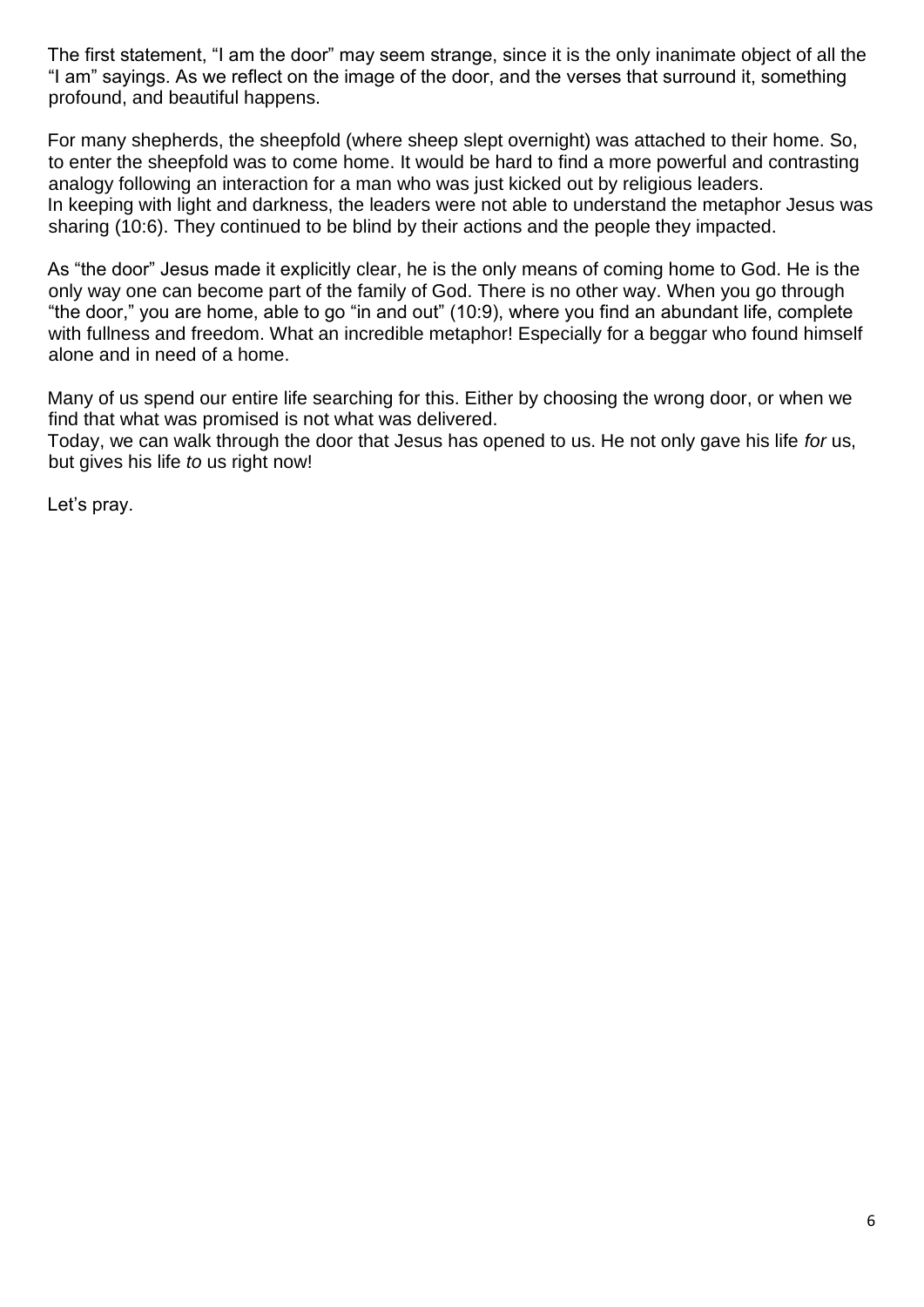The first statement, "I am the door" may seem strange, since it is the only inanimate object of all the "I am" sayings. As we reflect on the image of the door, and the verses that surround it, something profound, and beautiful happens.

For many shepherds, the sheepfold (where sheep slept overnight) was attached to their home. So, to enter the sheepfold was to come home. It would be hard to find a more powerful and contrasting analogy following an interaction for a man who was just kicked out by religious leaders.
In keeping with light and darkness, the leaders were not able to understand the metaphor Jesus was sharing (10:6). They continued to be blind by their actions and the people they impacted.

As "the door" Jesus made it explicitly clear, he is the only means of coming home to God. He is the only way one can become part of the family of God. There is no other way. When you go through "the door," you are home, able to go "in and out" (10:9), where you find an abundant life, complete with fullness and freedom. What an incredible metaphor! Especially for a beggar who found himself alone and in need of a home.

Many of us spend our entire life searching for this. Either by choosing the wrong door, or when we find that what was promised is not what was delivered.
Today, we can walk through the door that Jesus has opened to us. He not only gave his life *for* us, but gives his life *to* us right now!

Let's pray.